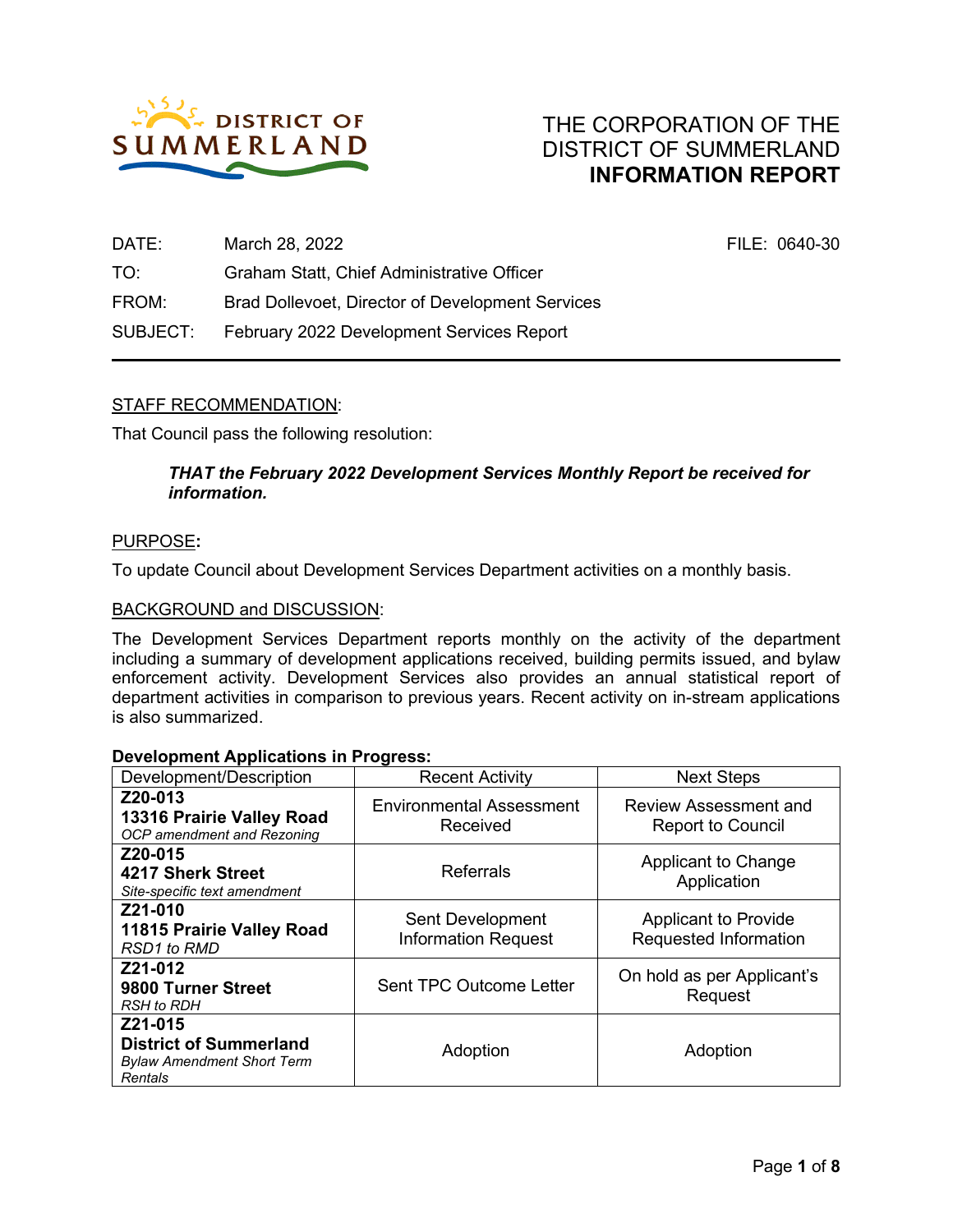DISTRICT OF SUMMERLAND

# THE CORPORATION OF THE DISTRICT OF SUMMERLAND
## INFORMATION REPORT

DATE: March 28, 2022 FILE: 0640-30

TO: Graham Statt, Chief Administrative Officer

FROM: Brad Dollevoet, Director of Development Services

SUBJECT: February 2022 Development Services Report

---

STAFF RECOMMENDATION:

That Council pass the following resolution:

> ***THAT the February 2022 Development Services Monthly Report be received for information.***

PURPOSE**:**

To update Council about Development Services Department activities on a monthly basis.

BACKGROUND and DISCUSSION:

The Development Services Department reports monthly on the activity of the department including a summary of development applications received, building permits issued, and bylaw enforcement activity. Development Services also provides an annual statistical report of department activities in comparison to previous years. Recent activity on in-stream applications is also summarized.

**Development Applications in Progress:**

| Development/Description | Recent Activity | Next Steps |
|---|---|---|
| **Z20-013**<br>**13316 Prairie Valley Road**<br>*OCP amendment and Rezoning* | Environmental Assessment Received | Review Assessment and Report to Council |
| **Z20-015**<br>**4217 Sherk Street**<br>*Site-specific text amendment* | Referrals | Applicant to Change Application |
| **Z21-010**<br>**11815 Prairie Valley Road**<br>*RSD1 to RMD* | Sent Development Information Request | Applicant to Provide Requested Information |
| **Z21-012**<br>**9800 Turner Street**<br>*RSH to RDH* | Sent TPC Outcome Letter | On hold as per Applicant's Request |
| **Z21-015**<br>**District of Summerland**<br>*Bylaw Amendment Short Term Rentals* | Adoption | Adoption |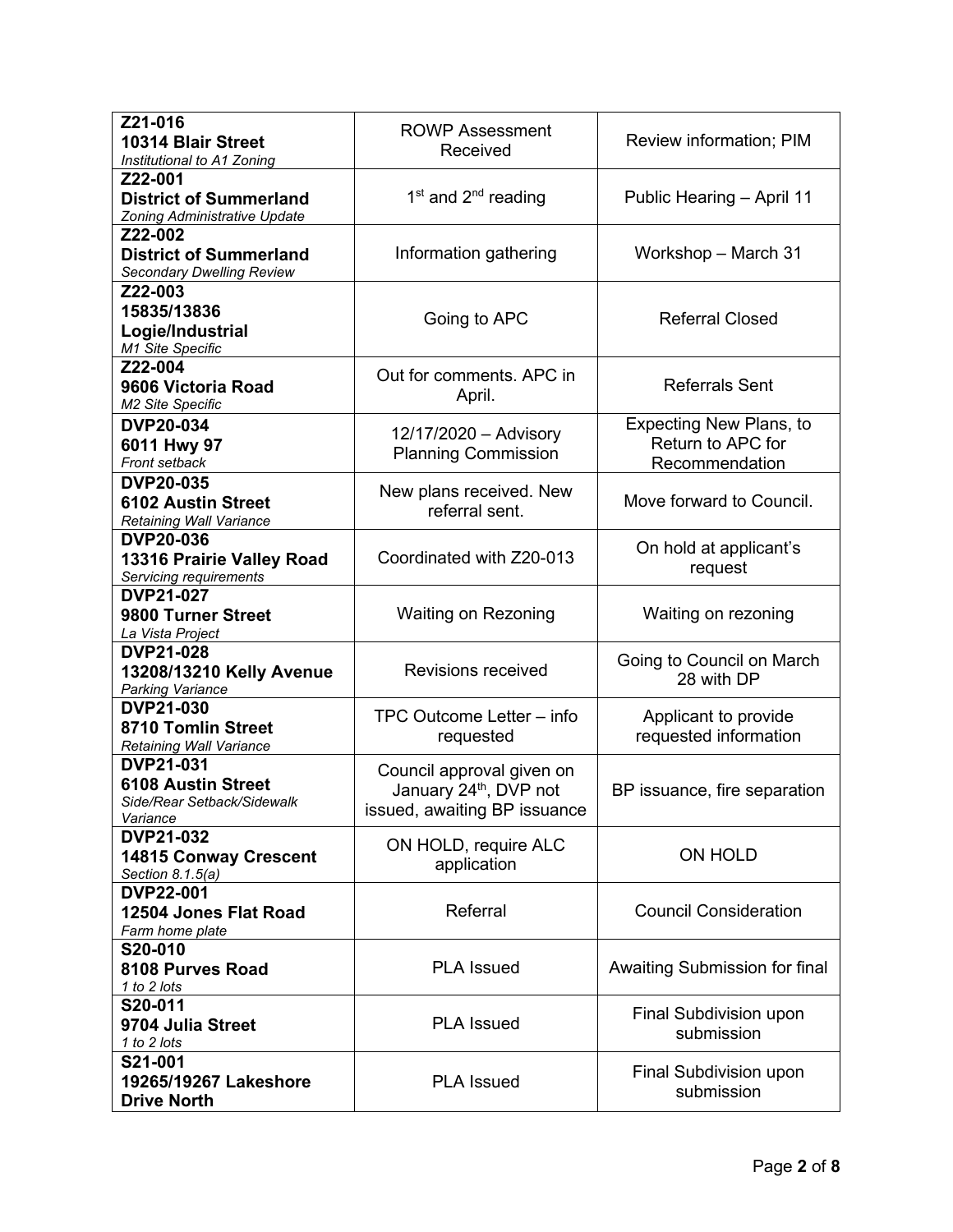| | | |
|---|---|---|
| **Z21-016**<br>**10314 Blair Street**<br>*Institutional to A1 Zoning* | ROWP Assessment Received | Review information; PIM |
| **Z22-001**<br>**District of Summerland**<br>*Zoning Administrative Update* | 1st and 2nd reading | Public Hearing – April 11 |
| **Z22-002**<br>**District of Summerland**<br>*Secondary Dwelling Review* | Information gathering | Workshop – March 31 |
| **Z22-003**<br>**15835/13836 Logie/Industrial**<br>*M1 Site Specific* | Going to APC | Referral Closed |
| **Z22-004**<br>**9606 Victoria Road**<br>*M2 Site Specific* | Out for comments. APC in April. | Referrals Sent |
| **DVP20-034**<br>**6011 Hwy 97**<br>*Front setback* | 12/17/2020 – Advisory Planning Commission | Expecting New Plans, to Return to APC for Recommendation |
| **DVP20-035**<br>**6102 Austin Street**<br>*Retaining Wall Variance* | New plans received. New referral sent. | Move forward to Council. |
| **DVP20-036**<br>**13316 Prairie Valley Road**<br>*Servicing requirements* | Coordinated with Z20-013 | On hold at applicant's request |
| **DVP21-027**<br>**9800 Turner Street**<br>*La Vista Project* | Waiting on Rezoning | Waiting on rezoning |
| **DVP21-028**<br>**13208/13210 Kelly Avenue**<br>*Parking Variance* | Revisions received | Going to Council on March 28 with DP |
| **DVP21-030**<br>**8710 Tomlin Street**<br>*Retaining Wall Variance* | TPC Outcome Letter – info requested | Applicant to provide requested information |
| **DVP21-031**<br>**6108 Austin Street**<br>*Side/Rear Setback/Sidewalk Variance* | Council approval given on January 24th, DVP not issued, awaiting BP issuance | BP issuance, fire separation |
| **DVP21-032**<br>**14815 Conway Crescent**<br>*Section 8.1.5(a)* | ON HOLD, require ALC application | ON HOLD |
| **DVP22-001**<br>**12504 Jones Flat Road**<br>*Farm home plate* | Referral | Council Consideration |
| **S20-010**<br>**8108 Purves Road**<br>*1 to 2 lots* | PLA Issued | Awaiting Submission for final |
| **S20-011**<br>**9704 Julia Street**<br>*1 to 2 lots* | PLA Issued | Final Subdivision upon submission |
| **S21-001**<br>**19265/19267 Lakeshore Drive North** | PLA Issued | Final Subdivision upon submission |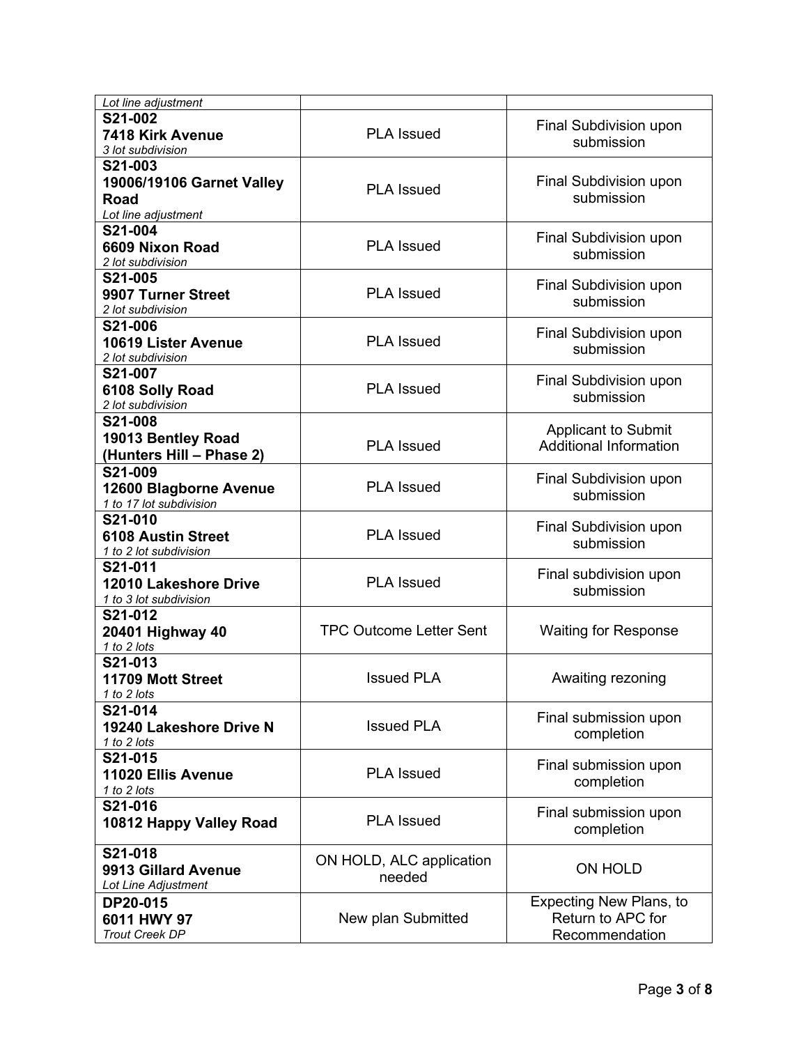| | | |
|---|---|---|
| *Lot line adjustment* | | |
| **S21-002**<br>**7418 Kirk Avenue**<br>*3 lot subdivision* | PLA Issued | Final Subdivision upon submission |
| **S21-003**<br>**19006/19106 Garnet Valley Road**<br>*Lot line adjustment* | PLA Issued | Final Subdivision upon submission |
| **S21-004**<br>**6609 Nixon Road**<br>*2 lot subdivision* | PLA Issued | Final Subdivision upon submission |
| **S21-005**<br>**9907 Turner Street**<br>*2 lot subdivision* | PLA Issued | Final Subdivision upon submission |
| **S21-006**<br>**10619 Lister Avenue**<br>*2 lot subdivision* | PLA Issued | Final Subdivision upon submission |
| **S21-007**<br>**6108 Solly Road**<br>*2 lot subdivision* | PLA Issued | Final Subdivision upon submission |
| **S21-008**<br>**19013 Bentley Road (Hunters Hill – Phase 2)** | PLA Issued | Applicant to Submit Additional Information |
| **S21-009**<br>**12600 Blagborne Avenue**<br>*1 to 17 lot subdivision* | PLA Issued | Final Subdivision upon submission |
| **S21-010**<br>**6108 Austin Street**<br>*1 to 2 lot subdivision* | PLA Issued | Final Subdivision upon submission |
| **S21-011**<br>**12010 Lakeshore Drive**<br>*1 to 3 lot subdivision* | PLA Issued | Final subdivision upon submission |
| **S21-012**<br>**20401 Highway 40**<br>*1 to 2 lots* | TPC Outcome Letter Sent | Waiting for Response |
| **S21-013**<br>**11709 Mott Street**<br>*1 to 2 lots* | Issued PLA | Awaiting rezoning |
| **S21-014**<br>**19240 Lakeshore Drive N**<br>*1 to 2 lots* | Issued PLA | Final submission upon completion |
| **S21-015**<br>**11020 Ellis Avenue**<br>*1 to 2 lots* | PLA Issued | Final submission upon completion |
| **S21-016**<br>**10812 Happy Valley Road** | PLA Issued | Final submission upon completion |
| **S21-018**<br>**9913 Gillard Avenue**<br>*Lot Line Adjustment* | ON HOLD, ALC application needed | ON HOLD |
| **DP20-015**<br>**6011 HWY 97**<br>*Trout Creek DP* | New plan Submitted | Expecting New Plans, to Return to APC for Recommendation |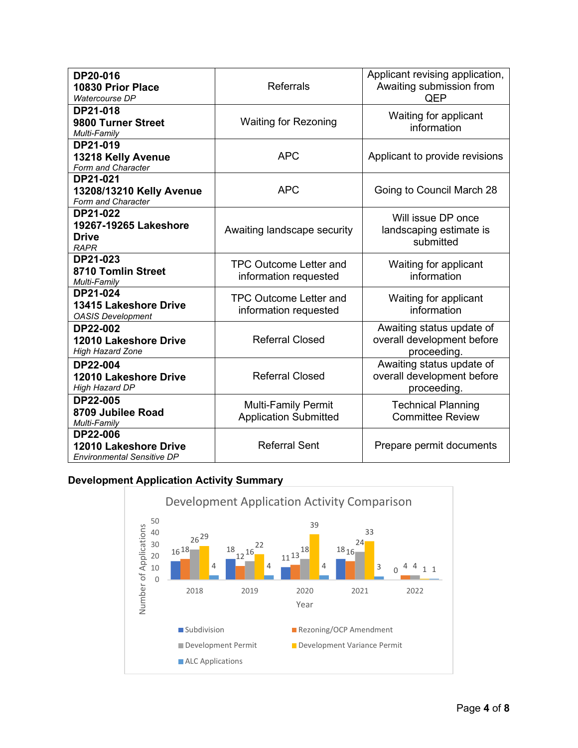| **DP20-016**<br>**10830 Prior Place**<br>*Watercourse DP* | Referrals | Applicant revising application, Awaiting submission from QEP |
|---|---|---|
| **DP21-018**<br>**9800 Turner Street**<br>*Multi-Family* | Waiting for Rezoning | Waiting for applicant information |
| **DP21-019**<br>**13218 Kelly Avenue**<br>*Form and Character* | APC | Applicant to provide revisions |
| **DP21-021**<br>**13208/13210 Kelly Avenue**<br>*Form and Character* | APC | Going to Council March 28 |
| **DP21-022**<br>**19267-19265 Lakeshore Drive**<br>*RAPR* | Awaiting landscape security | Will issue DP once landscaping estimate is submitted |
| **DP21-023**<br>**8710 Tomlin Street**<br>*Multi-Family* | TPC Outcome Letter and information requested | Waiting for applicant information |
| **DP21-024**<br>**13415 Lakeshore Drive**<br>*OASIS Development* | TPC Outcome Letter and information requested | Waiting for applicant information |
| **DP22-002**<br>**12010 Lakeshore Drive**<br>*High Hazard Zone* | Referral Closed | Awaiting status update of overall development before proceeding. |
| **DP22-004**<br>**12010 Lakeshore Drive**<br>*High Hazard DP* | Referral Closed | Awaiting status update of overall development before proceeding. |
| **DP22-005**<br>**8709 Jubilee Road**<br>*Multi-Family* | Multi-Family Permit Application Submitted | Technical Planning Committee Review |
| **DP22-006**<br>**12010 Lakeshore Drive**<br>*Environmental Sensitive DP* | Referral Sent | Prepare permit documents |

**Development Application Activity Summary**

Development Application Activity Comparison

| Year | Subdivision | Rezoning/OCP Amendment | Development Permit | Development Variance Permit | ALC Applications |
|---|---|---|---|---|---|
| 2018 | 16 | 18 | 26 | 29 | 4 |
| 2019 | 18 | 12 | 16 | 22 | 4 |
| 2020 | 11 | 13 | 18 | 39 | 4 |
| 2021 | 18 | 16 | 24 | 33 | 3 |
| 2022 | 0 | 4 | 4 | 1 | 1 |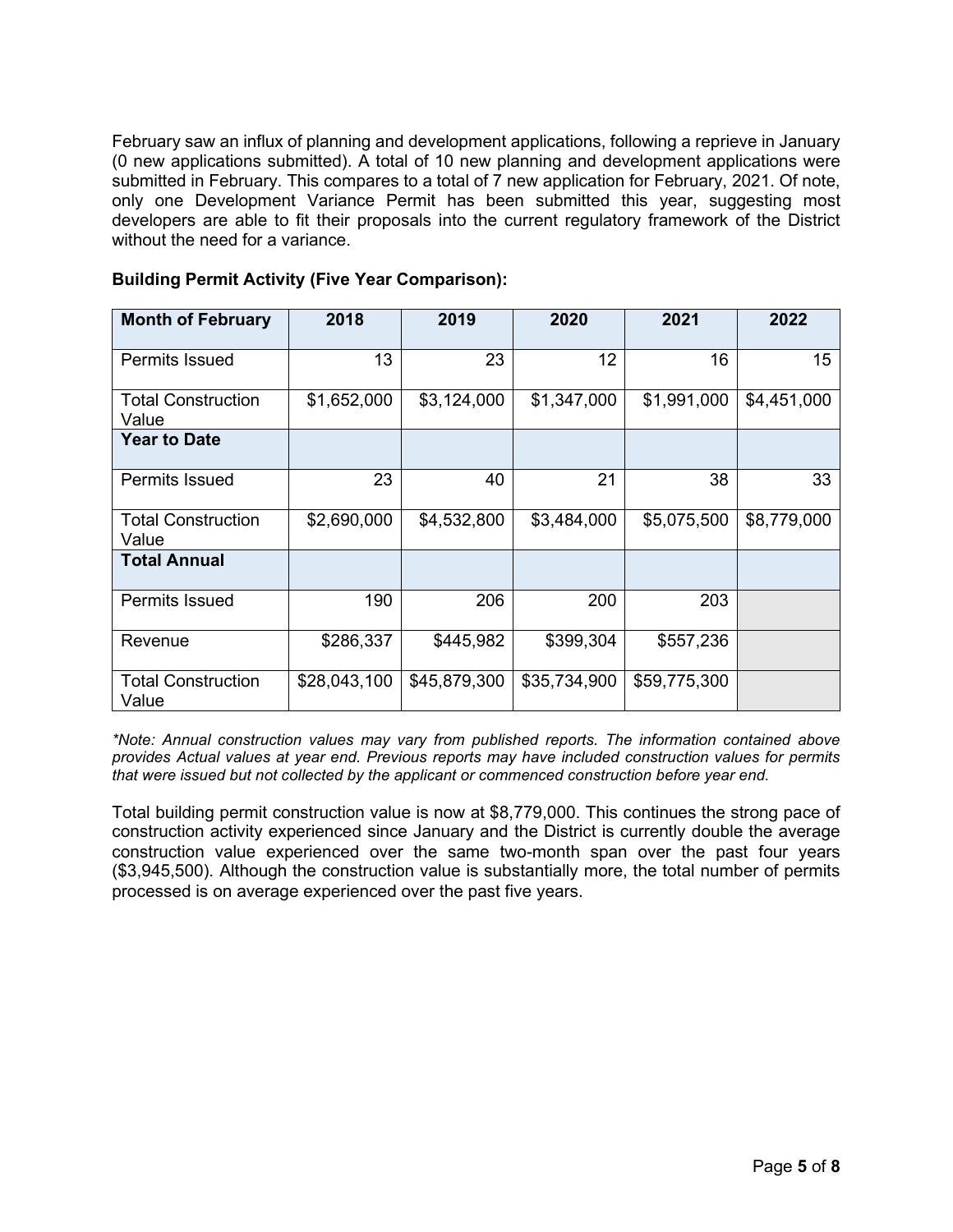February saw an influx of planning and development applications, following a reprieve in January (0 new applications submitted). A total of 10 new planning and development applications were submitted in February. This compares to a total of 7 new application for February, 2021. Of note, only one Development Variance Permit has been submitted this year, suggesting most developers are able to fit their proposals into the current regulatory framework of the District without the need for a variance.

**Building Permit Activity (Five Year Comparison):**

| **Month of February** | **2018** | **2019** | **2020** | **2021** | **2022** |
|---|---|---|---|---|---|
| Permits Issued | 13 | 23 | 12 | 16 | 15 |
| Total Construction Value | $1,652,000 | $3,124,000 | $1,347,000 | $1,991,000 | $4,451,000 |
| **Year to Date** | | | | | |
| Permits Issued | 23 | 40 | 21 | 38 | 33 |
| Total Construction Value | $2,690,000 | $4,532,800 | $3,484,000 | $5,075,500 | $8,779,000 |
| **Total Annual** | | | | | |
| Permits Issued | 190 | 206 | 200 | 203 | |
| Revenue | $286,337 | $445,982 | $399,304 | $557,236 | |
| Total Construction Value | $28,043,100 | $45,879,300 | $35,734,900 | $59,775,300 | |

*\*Note: Annual construction values may vary from published reports. The information contained above provides Actual values at year end. Previous reports may have included construction values for permits that were issued but not collected by the applicant or commenced construction before year end.*

Total building permit construction value is now at $8,779,000. This continues the strong pace of construction activity experienced since January and the District is currently double the average construction value experienced over the same two-month span over the past four years ($3,945,500). Although the construction value is substantially more, the total number of permits processed is on average experienced over the past five years.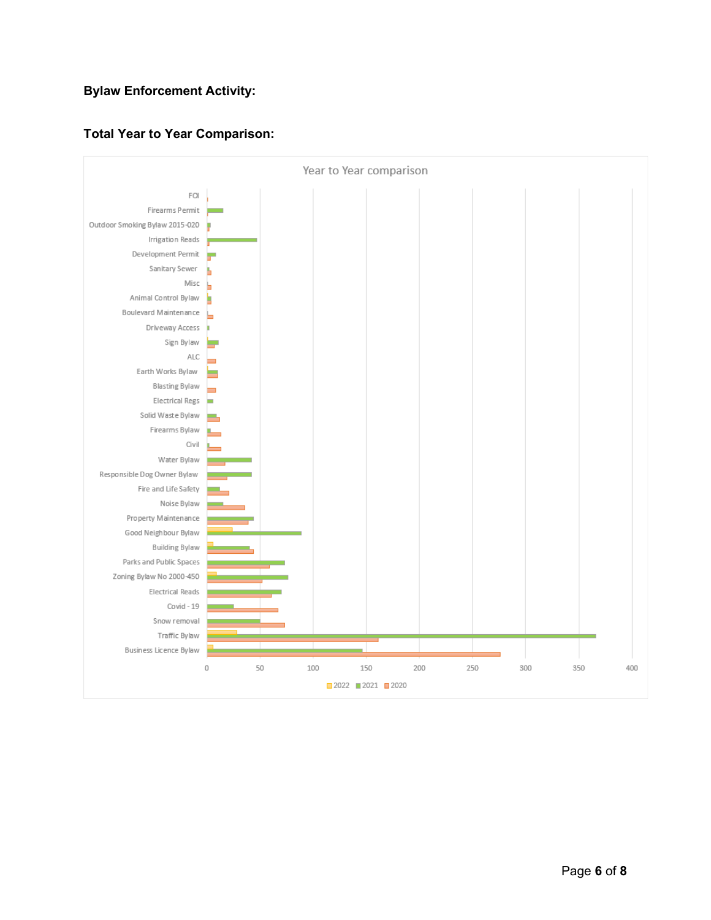**Bylaw Enforcement Activity:**

**Total Year to Year Comparison:**

Year to Year comparison

FOI
Firearms Permit
Outdoor Smoking Bylaw 2015-020
Irrigation Reads
Development Permit
Sanitary Sewer
Misc
Animal Control Bylaw
Boulevard Maintenance
Driveway Access
Sign Bylaw
ALC
Earth Works Bylaw
Blasting Bylaw
Electrical Regs
Solid Waste Bylaw
Firearms Bylaw
Civil
Water Bylaw
Responsible Dog Owner Bylaw
Fire and Life Safety
Noise Bylaw
Property Maintenance
Good Neighbour Bylaw
Building Bylaw
Parks and Public Spaces
Zoning Bylaw No 2000-450
Electrical Reads
Covid - 19
Snow removal
Traffic Bylaw
Business Licence Bylaw

0 50 100 150 200 250 300 350 400

2022 2021 2020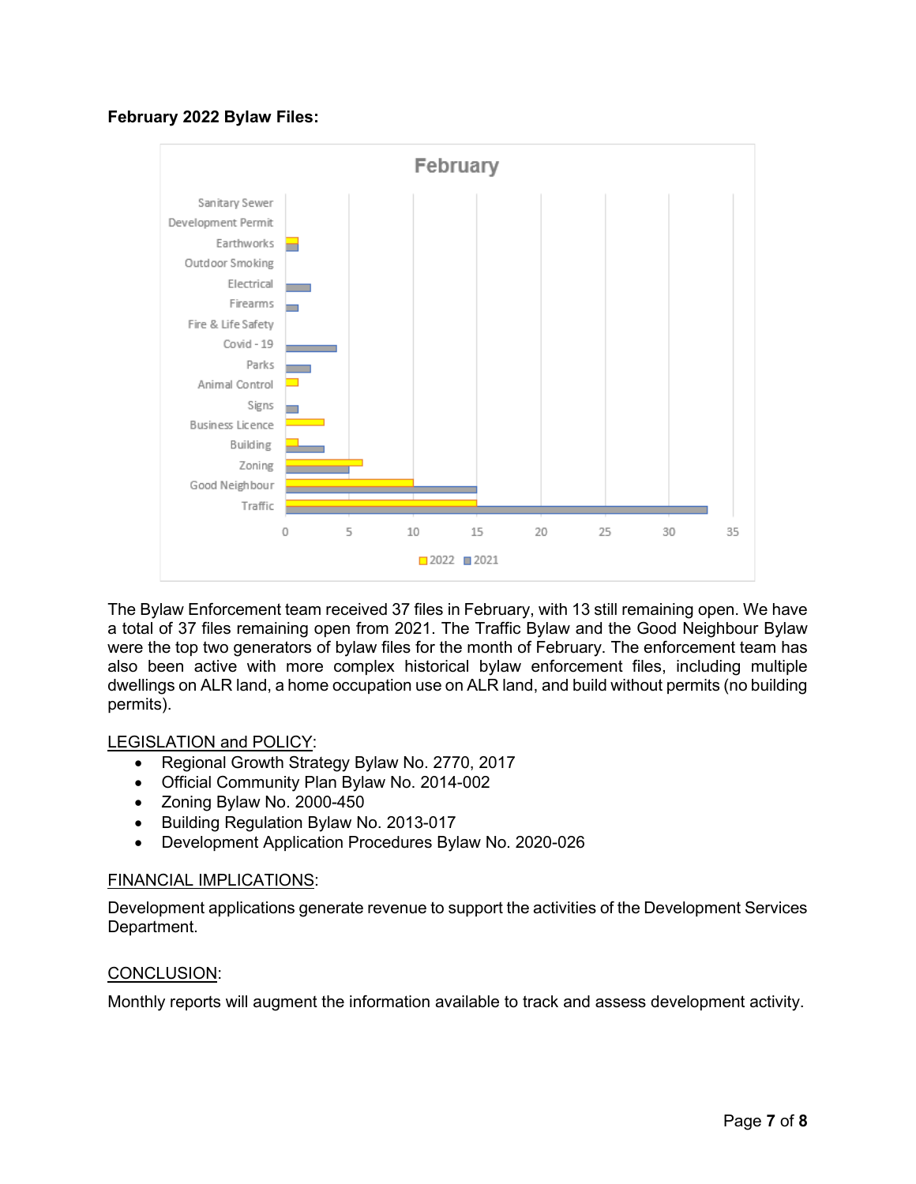**February 2022 Bylaw Files:**

The Bylaw Enforcement team received 37 files in February, with 13 still remaining open. We have a total of 37 files remaining open from 2021. The Traffic Bylaw and the Good Neighbour Bylaw were the top two generators of bylaw files for the month of February. The enforcement team has also been active with more complex historical bylaw enforcement files, including multiple dwellings on ALR land, a home occupation use on ALR land, and build without permits (no building permits).

LEGISLATION and POLICY:

- Regional Growth Strategy Bylaw No. 2770, 2017
- Official Community Plan Bylaw No. 2014-002
- Zoning Bylaw No. 2000-450
- Building Regulation Bylaw No. 2013-017
- Development Application Procedures Bylaw No. 2020-026

FINANCIAL IMPLICATIONS:

Development applications generate revenue to support the activities of the Development Services Department.

CONCLUSION:

Monthly reports will augment the information available to track and assess development activity.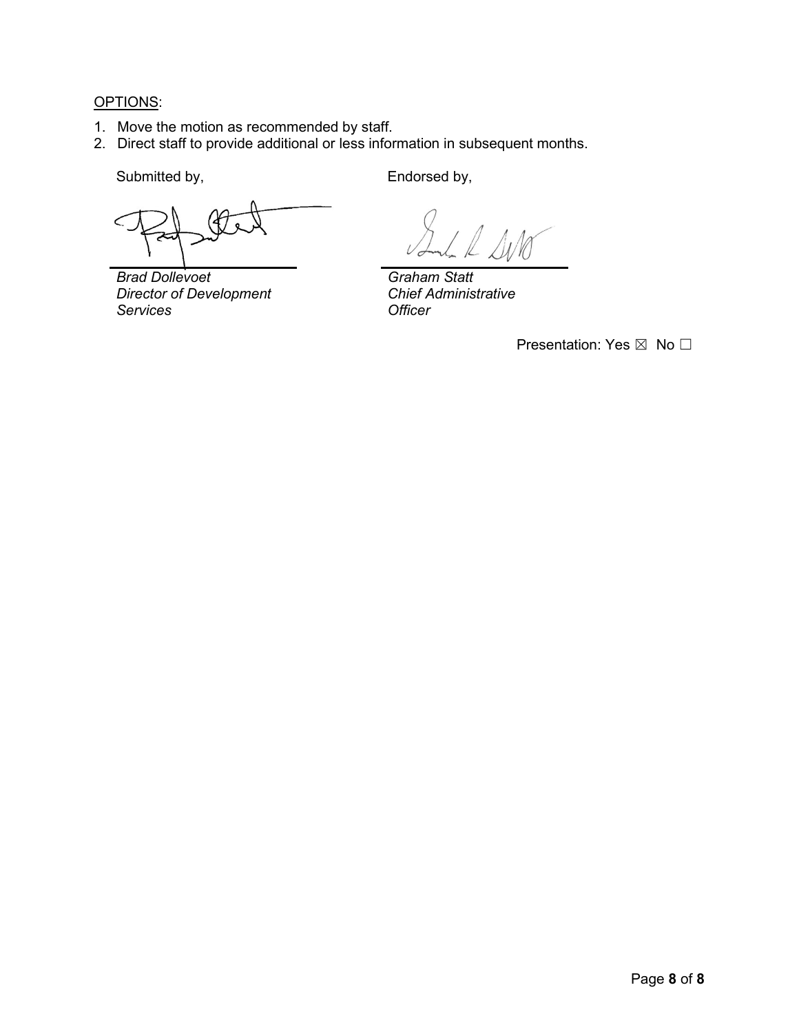OPTIONS:

1. Move the motion as recommended by staff.
2. Direct staff to provide additional or less information in subsequent months.

Submitted by,

*Brad Dollevoet*
*Director of Development Services*

Endorsed by,

*Graham Statt*
*Chief Administrative Officer*

Presentation: Yes ☒ No ☐